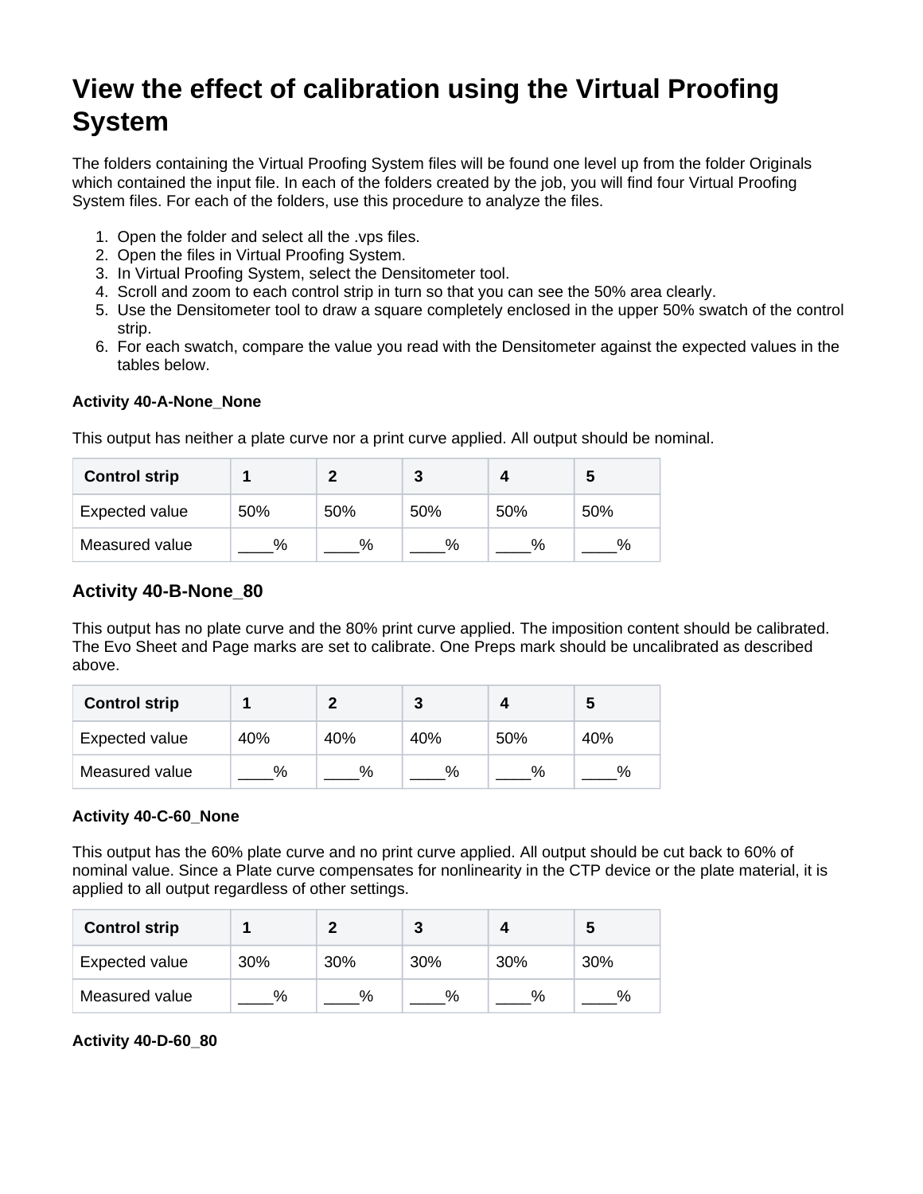# View the effect of calibration using the Virtual Proofing System

The folders containing the Virtual Proofing System files will be found one level up from the folder Originals which contained the input file. In each of the folders created by the job, you will find four Virtual Proofing System files. For each of the folders, use this procedure to analyze the files.

1. Open the folder and select all the .vps files.
2. Open the files in Virtual Proofing System.
3. In Virtual Proofing System, select the Densitometer tool.
4. Scroll and zoom to each control strip in turn so that you can see the 50% area clearly.
5. Use the Densitometer tool to draw a square completely enclosed in the upper 50% swatch of the control strip.
6. For each swatch, compare the value you read with the Densitometer against the expected values in the tables below.

**Activity 40-A-None_None**

This output has neither a plate curve nor a print curve applied. All output should be nominal.

| Control strip | 1 | 2 | 3 | 4 | 5 |
|---|---|---|---|---|---|
| Expected value | 50% | 50% | 50% | 50% | 50% |
| Measured value | ____% | ____% | ____% | ____% | ____% |

## Activity 40-B-None_80

This output has no plate curve and the 80% print curve applied. The imposition content should be calibrated. The Evo Sheet and Page marks are set to calibrate. One Preps mark should be uncalibrated as described above.

| Control strip | 1 | 2 | 3 | 4 | 5 |
|---|---|---|---|---|---|
| Expected value | 40% | 40% | 40% | 50% | 40% |
| Measured value | ____% | ____% | ____% | ____% | ____% |

**Activity 40-C-60_None**

This output has the 60% plate curve and no print curve applied. All output should be cut back to 60% of nominal value. Since a Plate curve compensates for nonlinearity in the CTP device or the plate material, it is applied to all output regardless of other settings.

| Control strip | 1 | 2 | 3 | 4 | 5 |
|---|---|---|---|---|---|
| Expected value | 30% | 30% | 30% | 30% | 30% |
| Measured value | ____% | ____% | ____% | ____% | ____% |

**Activity 40-D-60_80**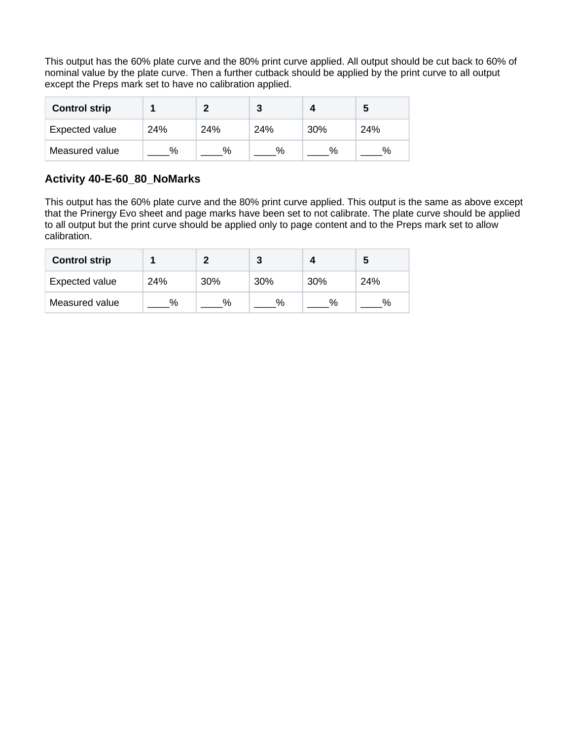This output has the 60% plate curve and the 80% print curve applied. All output should be cut back to 60% of nominal value by the plate curve. Then a further cutback should be applied by the print curve to all output except the Preps mark set to have no calibration applied.

| Control strip | 1 | 2 | 3 | 4 | 5 |
|---|---|---|---|---|---|
| Expected value | 24% | 24% | 24% | 30% | 24% |
| Measured value | ____% | ____% | ____% | ____% | ____% |

### Activity 40-E-60_80_NoMarks

This output has the 60% plate curve and the 80% print curve applied. This output is the same as above except that the Prinergy Evo sheet and page marks have been set to not calibrate. The plate curve should be applied to all output but the print curve should be applied only to page content and to the Preps mark set to allow calibration.

| Control strip | 1 | 2 | 3 | 4 | 5 |
|---|---|---|---|---|---|
| Expected value | 24% | 30% | 30% | 30% | 24% |
| Measured value | ____% | ____% | ____% | ____% | ____% |